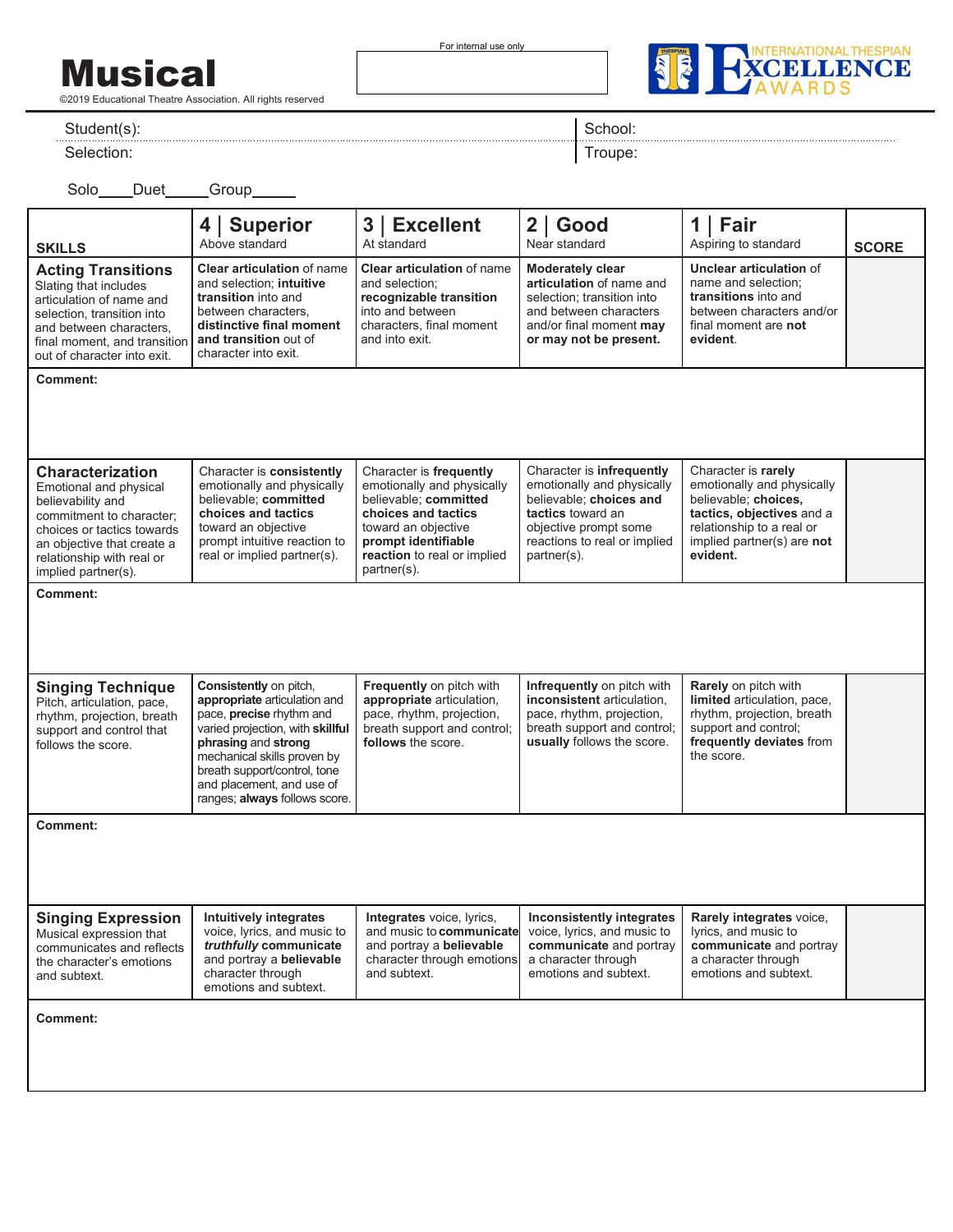# Musical

©2019 Educational Theatre Association. All rights reserved

For internal use only

INTERNATIONAL THESPIAN EXCELLENCE AWARDS

Student(s): | School:

Selection: | Troupe:

Solo____Duet_____Group_____

| SKILLS | 4 \| Superior<br>Above standard | 3 \| Excellent<br>At standard | 2 \| Good<br>Near standard | 1 \| Fair<br>Aspiring to standard | SCORE |
|---|---|---|---|---|---|
| **Acting Transitions**<br>Slating that includes articulation of name and selection, transition into and between characters, final moment, and transition out of character into exit. | **Clear articulation** of name and selection; **intuitive transition** into and between characters, **distinctive final moment and transition** out of character into exit. | **Clear articulation** of name and selection; **recognizable transition** into and between characters, final moment and into exit. | **Moderately clear articulation** of name and selection; transition into and between characters and/or final moment **may or may not be present.** | **Unclear articulation** of name and selection; **transitions** into and between characters and/or final moment are **not evident**. | |
| **Comment:** | | | | | |
| **Characterization**<br>Emotional and physical believability and commitment to character; choices or tactics towards an objective that create a relationship with real or implied partner(s). | Character is **consistently** emotionally and physically believable; **committed choices and tactics** toward an objective prompt intuitive reaction to real or implied partner(s). | Character is **frequently** emotionally and physically believable; **committed choices and tactics** toward an objective **prompt identifiable reaction** to real or implied partner(s). | Character is **infrequently** emotionally and physically believable; **choices and tactics** toward an objective prompt some reactions to real or implied partner(s). | Character is **rarely** emotionally and physically believable; **choices, tactics, objectives** and a relationship to a real or implied partner(s) are **not evident.** | |
| **Comment:** | | | | | |
| **Singing Technique**<br>Pitch, articulation, pace, rhythm, projection, breath support and control that follows the score. | **Consistently** on pitch, **appropriate** articulation and pace, **precise** rhythm and varied projection, with **skillful phrasing** and **strong** mechanical skills proven by breath support/control, tone and placement, and use of ranges; **always** follows score. | **Frequently** on pitch with **appropriate** articulation, pace, rhythm, projection, breath support and control; **follows** the score. | **Infrequently** on pitch with **inconsistent** articulation, pace, rhythm, projection, breath support and control; **usually** follows the score. | **Rarely** on pitch with **limited** articulation, pace, rhythm, projection, breath support and control; **frequently deviates** from the score. | |
| **Comment:** | | | | | |
| **Singing Expression**<br>Musical expression that communicates and reflects the character's emotions and subtext. | **Intuitively integrates** voice, lyrics, and music to ***truthfully* communicate** and portray a **believable** character through emotions and subtext. | **Integrates** voice, lyrics, and music to **communicate** and portray a **believable** character through emotions and subtext. | **Inconsistently integrates** voice, lyrics, and music to **communicate** and portray a character through emotions and subtext. | **Rarely integrates** voice, lyrics, and music to **communicate** and portray a character through emotions and subtext. | |
| **Comment:** | | | | | |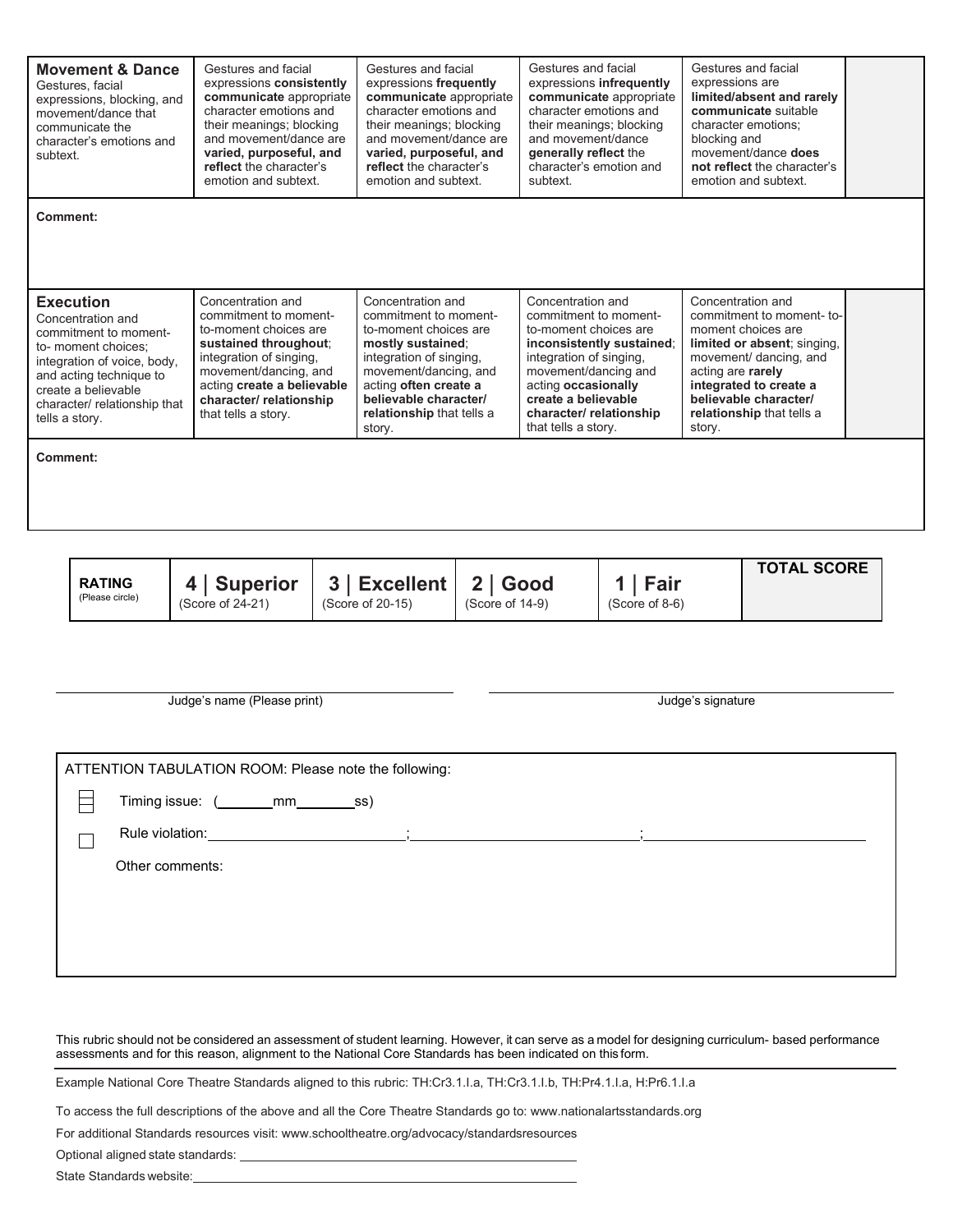| | | | | | |
|---|---|---|---|---|---|
| **Movement & Dance** Gestures, facial expressions, blocking, and movement/dance that communicate the character's emotions and subtext. | Gestures and facial expressions **consistently communicate** appropriate character emotions and their meanings; blocking and movement/dance are **varied, purposeful, and reflect** the character's emotion and subtext. | Gestures and facial expressions **frequently communicate** appropriate character emotions and their meanings; blocking and movement/dance are **varied, purposeful, and reflect** the character's emotion and subtext. | Gestures and facial expressions **infrequently communicate** appropriate character emotions and their meanings; blocking and movement/dance **generally reflect** the character's emotion and subtext. | Gestures and facial expressions are **limited/absent and rarely communicate** suitable character emotions; blocking and movement/dance **does not reflect** the character's emotion and subtext. | |
| **Comment:** | | | | | |
| **Execution** Concentration and commitment to moment-to- moment choices; integration of voice, body, and acting technique to create a believable character/ relationship that tells a story. | Concentration and commitment to moment-to-moment choices are **sustained throughout**; integration of singing, movement/dancing, and acting **create a believable character/ relationship** that tells a story. | Concentration and commitment to moment-to-moment choices are **mostly sustained**; integration of singing, movement/dancing, and acting **often create a believable character/ relationship** that tells a story. | Concentration and commitment to moment-to-moment choices are **inconsistently sustained**; integration of singing, movement/dancing and acting **occasionally create a believable character/ relationship** that tells a story. | Concentration and commitment to moment- to-moment choices are **limited or absent**; singing, movement/ dancing, and acting are **rarely integrated to create a believable character/ relationship** that tells a story. | |
| **Comment:** | | | | | |

| **RATING** (Please circle) | **4 \| Superior** (Score of 24-21) | **3 \| Excellent** (Score of 20-15) | **2 \| Good** (Score of 14-9) | **1 \| Fair** (Score of 8-6) | **TOTAL SCORE** |
|---|---|---|---|---|---|

Judge's name (Please print)

Judge's signature

ATTENTION TABULATION ROOM: Please note the following:

☐ Timing issue: (_______mm_______ss)

☐ Rule violation: ________________________;____________________________;____________________________

Other comments:

This rubric should not be considered an assessment of student learning. However, it can serve as a model for designing curriculum- based performance assessments and for this reason, alignment to the National Core Standards has been indicated on this form.

Example National Core Theatre Standards aligned to this rubric: TH:Cr3.1.I.a, TH:Cr3.1.I.b, TH:Pr4.1.I.a, H:Pr6.1.I.a

To access the full descriptions of the above and all the Core Theatre Standards go to: www.nationalartsstandards.org

For additional Standards resources visit: www.schooltheatre.org/advocacy/standardsresources

Optional aligned state standards: ____________________________________________

State Standards website: ____________________________________________